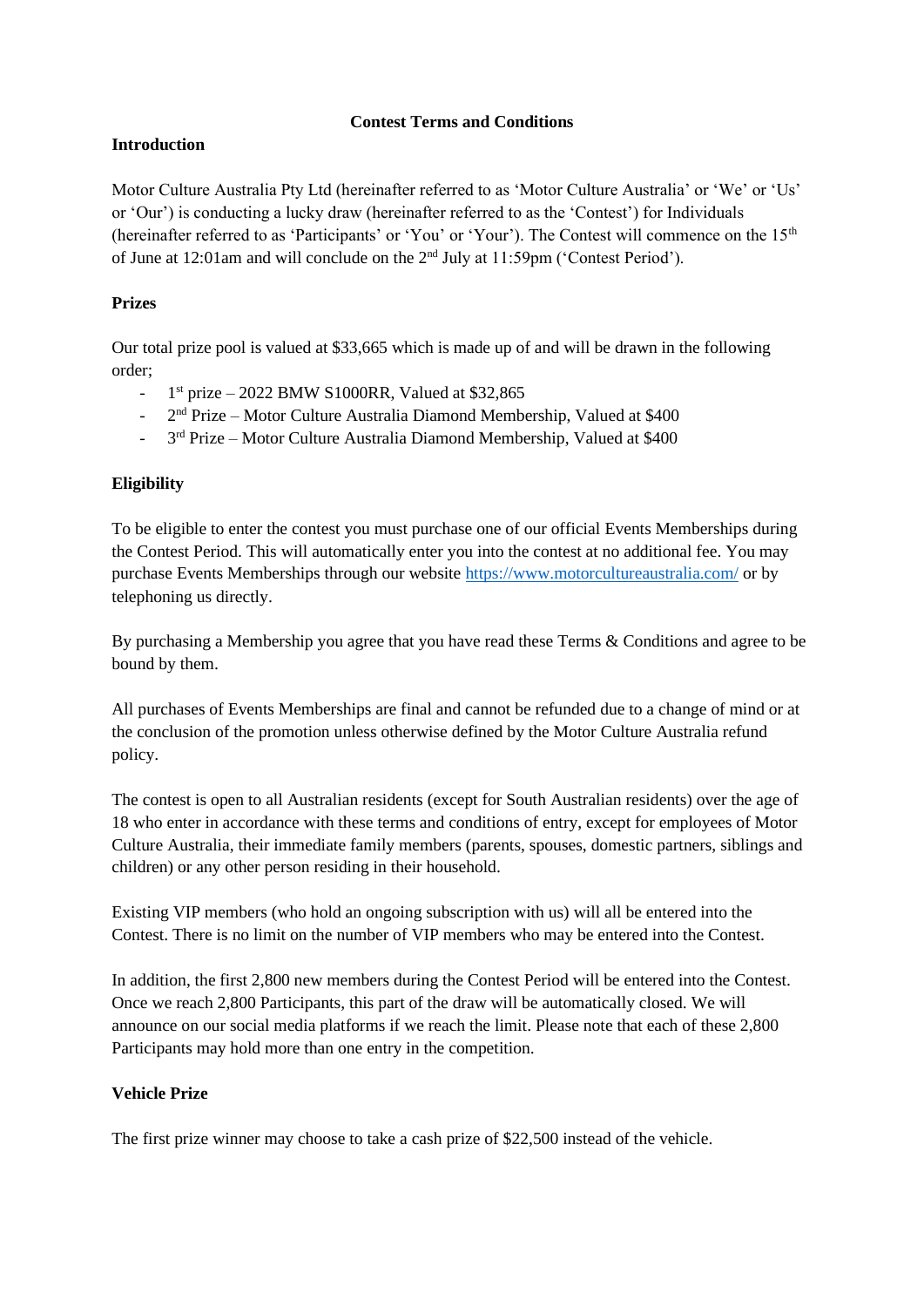# Contest Terms and Conditions

## Introduction

Motor Culture Australia Pty Ltd (hereinafter referred to as 'Motor Culture Australia' or 'We' or 'Us' or 'Our') is conducting a lucky draw (hereinafter referred to as the 'Contest') for Individuals (hereinafter referred to as 'Participants' or 'You' or 'Your'). The Contest will commence on the 15th of June at 12:01am and will conclude on the 2nd July at 11:59pm ('Contest Period').

## Prizes

Our total prize pool is valued at $33,665 which is made up of and will be drawn in the following order;

- 1st prize – 2022 BMW S1000RR, Valued at $32,865
- 2nd Prize – Motor Culture Australia Diamond Membership, Valued at $400
- 3rd Prize – Motor Culture Australia Diamond Membership, Valued at $400

## Eligibility

To be eligible to enter the contest you must purchase one of our official Events Memberships during the Contest Period. This will automatically enter you into the contest at no additional fee. You may purchase Events Memberships through our website https://www.motorcultureaustralia.com/ or by telephoning us directly.

By purchasing a Membership you agree that you have read these Terms & Conditions and agree to be bound by them.

All purchases of Events Memberships are final and cannot be refunded due to a change of mind or at the conclusion of the promotion unless otherwise defined by the Motor Culture Australia refund policy.

The contest is open to all Australian residents (except for South Australian residents) over the age of 18 who enter in accordance with these terms and conditions of entry, except for employees of Motor Culture Australia, their immediate family members (parents, spouses, domestic partners, siblings and children) or any other person residing in their household.

Existing VIP members (who hold an ongoing subscription with us) will all be entered into the Contest. There is no limit on the number of VIP members who may be entered into the Contest.

In addition, the first 2,800 new members during the Contest Period will be entered into the Contest. Once we reach 2,800 Participants, this part of the draw will be automatically closed. We will announce on our social media platforms if we reach the limit. Please note that each of these 2,800 Participants may hold more than one entry in the competition.

## Vehicle Prize

The first prize winner may choose to take a cash prize of $22,500 instead of the vehicle.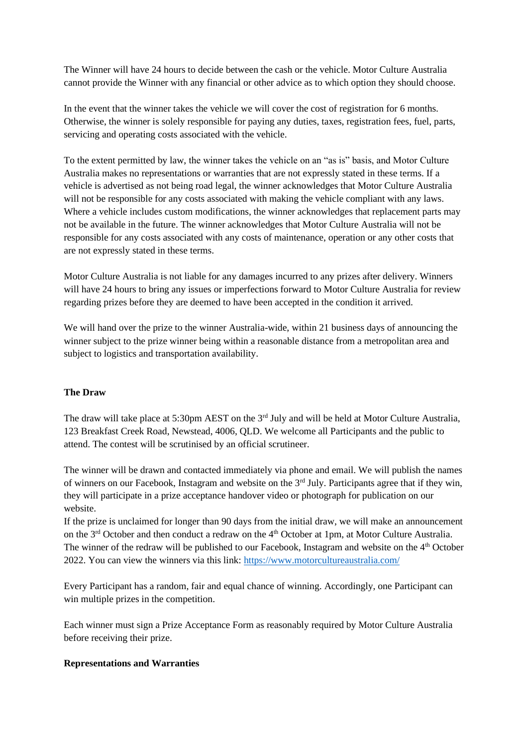The Winner will have 24 hours to decide between the cash or the vehicle. Motor Culture Australia cannot provide the Winner with any financial or other advice as to which option they should choose.

In the event that the winner takes the vehicle we will cover the cost of registration for 6 months. Otherwise, the winner is solely responsible for paying any duties, taxes, registration fees, fuel, parts, servicing and operating costs associated with the vehicle.

To the extent permitted by law, the winner takes the vehicle on an "as is" basis, and Motor Culture Australia makes no representations or warranties that are not expressly stated in these terms. If a vehicle is advertised as not being road legal, the winner acknowledges that Motor Culture Australia will not be responsible for any costs associated with making the vehicle compliant with any laws. Where a vehicle includes custom modifications, the winner acknowledges that replacement parts may not be available in the future. The winner acknowledges that Motor Culture Australia will not be responsible for any costs associated with any costs of maintenance, operation or any other costs that are not expressly stated in these terms.

Motor Culture Australia is not liable for any damages incurred to any prizes after delivery. Winners will have 24 hours to bring any issues or imperfections forward to Motor Culture Australia for review regarding prizes before they are deemed to have been accepted in the condition it arrived.

We will hand over the prize to the winner Australia-wide, within 21 business days of announcing the winner subject to the prize winner being within a reasonable distance from a metropolitan area and subject to logistics and transportation availability.

**The Draw**

The draw will take place at 5:30pm AEST on the 3rd July and will be held at Motor Culture Australia, 123 Breakfast Creek Road, Newstead, 4006, QLD. We welcome all Participants and the public to attend. The contest will be scrutinised by an official scrutineer.

The winner will be drawn and contacted immediately via phone and email. We will publish the names of winners on our Facebook, Instagram and website on the 3rd July. Participants agree that if they win, they will participate in a prize acceptance handover video or photograph for publication on our website.

If the prize is unclaimed for longer than 90 days from the initial draw, we will make an announcement on the 3rd October and then conduct a redraw on the 4th October at 1pm, at Motor Culture Australia. The winner of the redraw will be published to our Facebook, Instagram and website on the 4th October 2022. You can view the winners via this link: [https://www.motorcultureaustralia.com/](https://www.motorcultureaustralia.com/)

Every Participant has a random, fair and equal chance of winning. Accordingly, one Participant can win multiple prizes in the competition.

Each winner must sign a Prize Acceptance Form as reasonably required by Motor Culture Australia before receiving their prize.

**Representations and Warranties**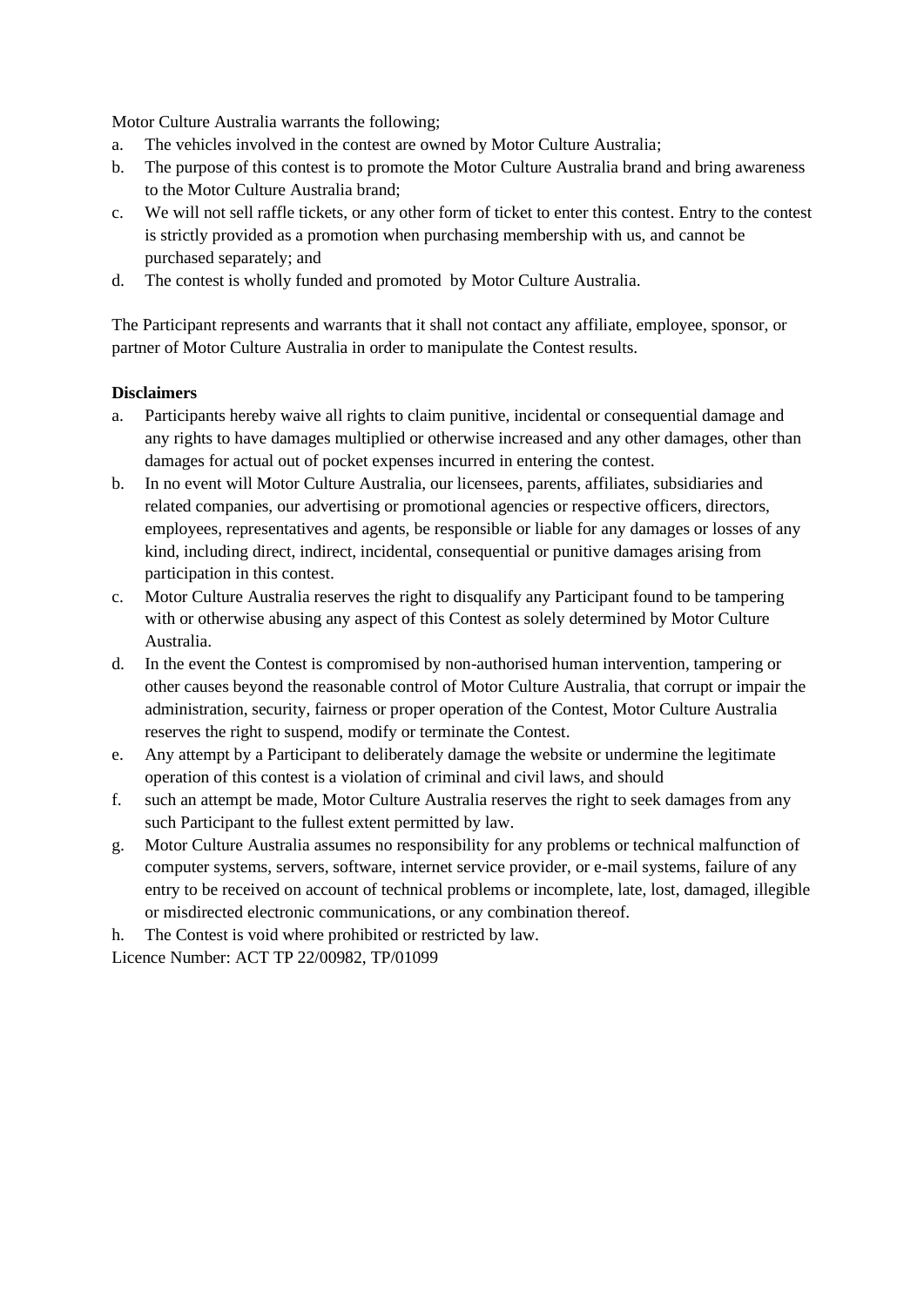Motor Culture Australia warrants the following;

a. The vehicles involved in the contest are owned by Motor Culture Australia;
b. The purpose of this contest is to promote the Motor Culture Australia brand and bring awareness to the Motor Culture Australia brand;
c. We will not sell raffle tickets, or any other form of ticket to enter this contest. Entry to the contest is strictly provided as a promotion when purchasing membership with us, and cannot be purchased separately; and
d. The contest is wholly funded and promoted by Motor Culture Australia.

The Participant represents and warrants that it shall not contact any affiliate, employee, sponsor, or partner of Motor Culture Australia in order to manipulate the Contest results.

**Disclaimers**

a. Participants hereby waive all rights to claim punitive, incidental or consequential damage and any rights to have damages multiplied or otherwise increased and any other damages, other than damages for actual out of pocket expenses incurred in entering the contest.
b. In no event will Motor Culture Australia, our licensees, parents, affiliates, subsidiaries and related companies, our advertising or promotional agencies or respective officers, directors, employees, representatives and agents, be responsible or liable for any damages or losses of any kind, including direct, indirect, incidental, consequential or punitive damages arising from participation in this contest.
c. Motor Culture Australia reserves the right to disqualify any Participant found to be tampering with or otherwise abusing any aspect of this Contest as solely determined by Motor Culture Australia.
d. In the event the Contest is compromised by non-authorised human intervention, tampering or other causes beyond the reasonable control of Motor Culture Australia, that corrupt or impair the administration, security, fairness or proper operation of the Contest, Motor Culture Australia reserves the right to suspend, modify or terminate the Contest.
e. Any attempt by a Participant to deliberately damage the website or undermine the legitimate operation of this contest is a violation of criminal and civil laws, and should
f. such an attempt be made, Motor Culture Australia reserves the right to seek damages from any such Participant to the fullest extent permitted by law.
g. Motor Culture Australia assumes no responsibility for any problems or technical malfunction of computer systems, servers, software, internet service provider, or e-mail systems, failure of any entry to be received on account of technical problems or incomplete, late, lost, damaged, illegible or misdirected electronic communications, or any combination thereof.
h. The Contest is void where prohibited or restricted by law.

Licence Number: ACT TP 22/00982, TP/01099